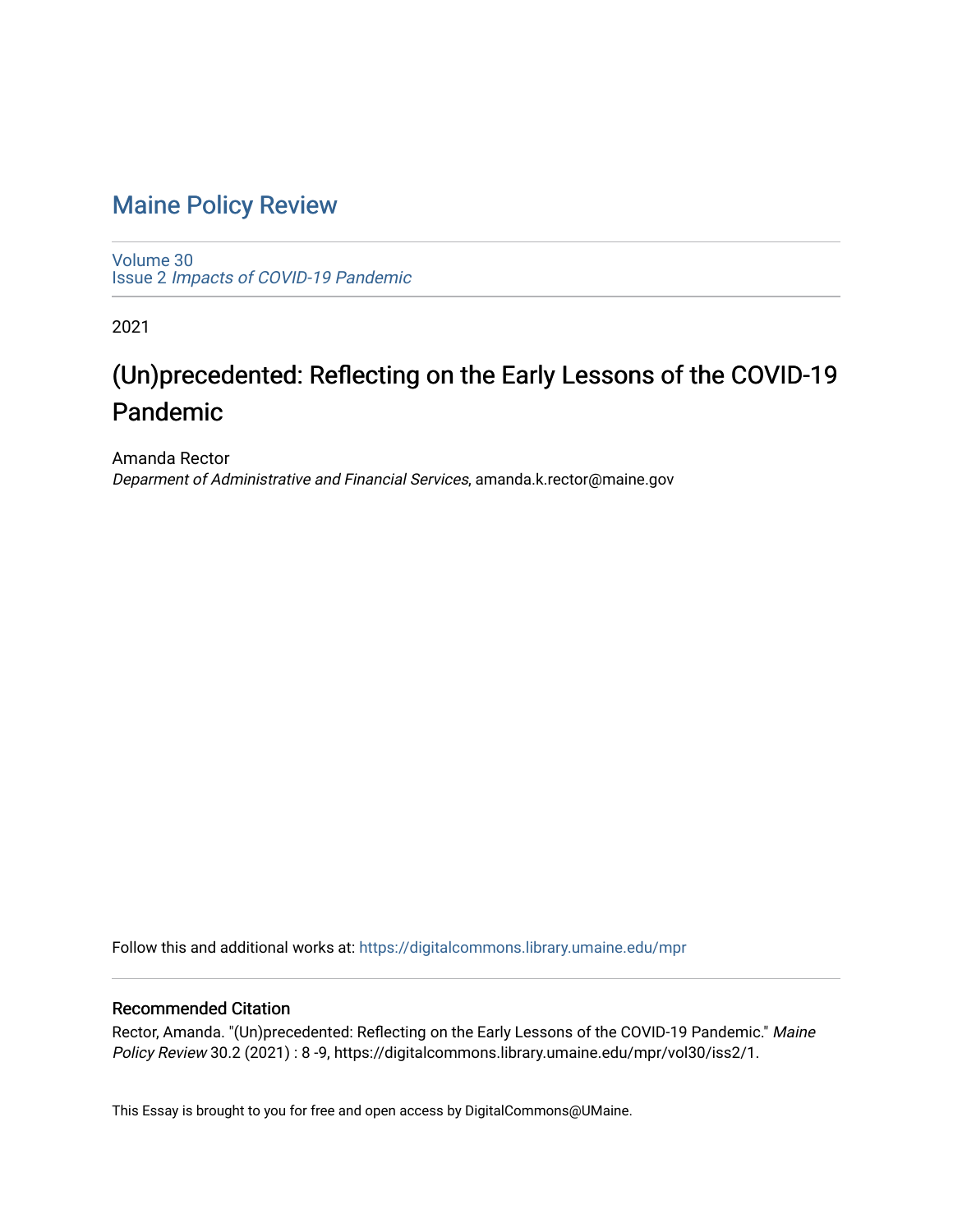# Maine Policy Review

Volume 30
Issue 2 *Impacts of COVID-19 Pandemic*

2021

## (Un)precedented: Reflecting on the Early Lessons of the COVID-19 Pandemic

Amanda Rector
*Deparment of Administrative and Financial Services*, amanda.k.rector@maine.gov

Follow this and additional works at: https://digitalcommons.library.umaine.edu/mpr

### Recommended Citation

Rector, Amanda. "(Un)precedented: Reflecting on the Early Lessons of the COVID-19 Pandemic." *Maine Policy Review* 30.2 (2021) : 8 -9, https://digitalcommons.library.umaine.edu/mpr/vol30/iss2/1.

This Essay is brought to you for free and open access by DigitalCommons@UMaine.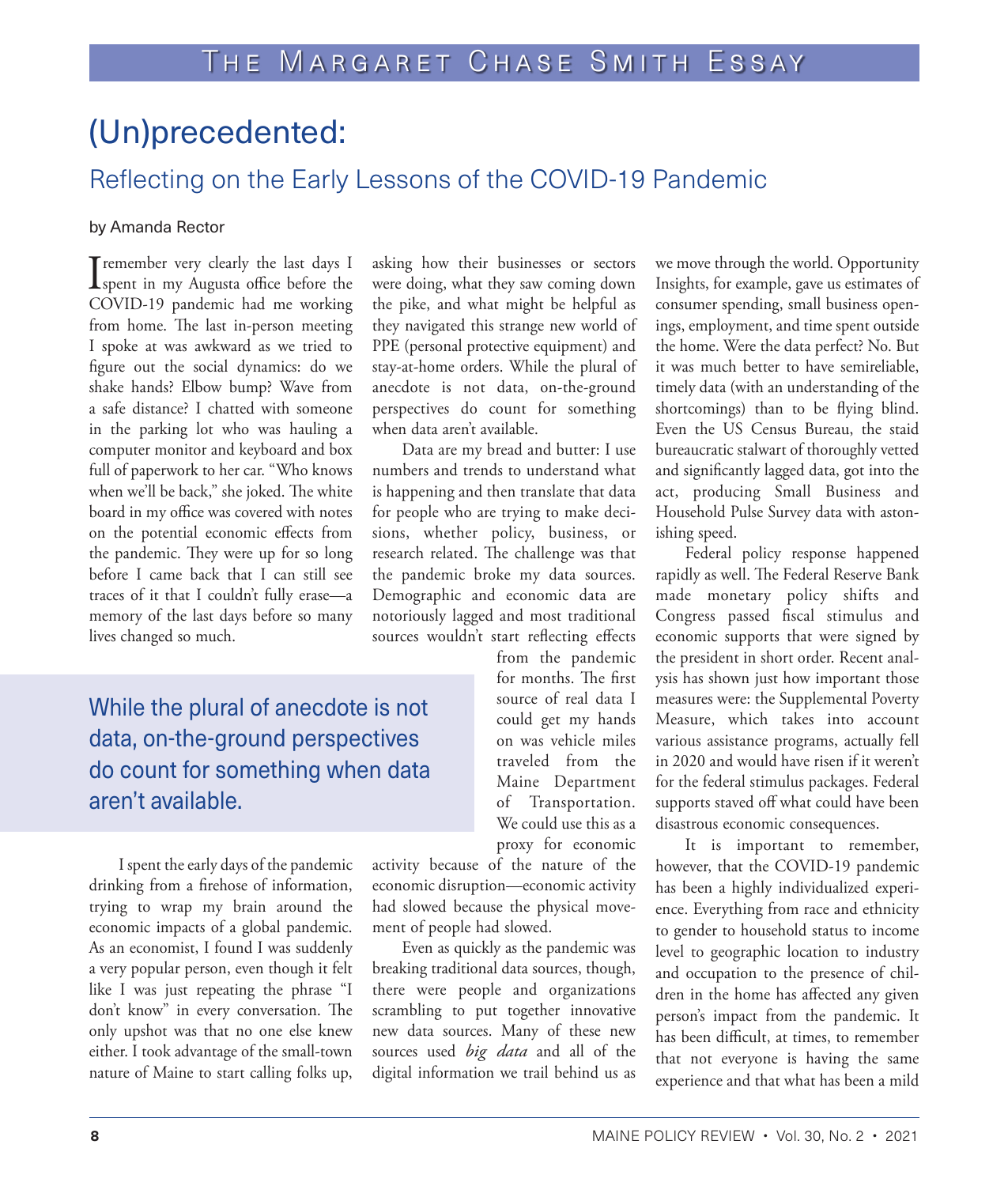# (Un)precedented:

## Reflecting on the Early Lessons of the COVID-19 Pandemic

by Amanda Rector

I remember very clearly the last days I spent in my Augusta office before the COVID-19 pandemic had me working from home. The last in-person meeting I spoke at was awkward as we tried to figure out the social dynamics: do we shake hands? Elbow bump? Wave from a safe distance? I chatted with someone in the parking lot who was hauling a computer monitor and keyboard and box full of paperwork to her car. "Who knows when we'll be back," she joked. The white board in my office was covered with notes on the potential economic effects from the pandemic. They were up for so long before I came back that I can still see traces of it that I couldn't fully erase—a memory of the last days before so many lives changed so much.

I spent the early days of the pandemic drinking from a firehose of information, trying to wrap my brain around the economic impacts of a global pandemic. As an economist, I found I was suddenly a very popular person, even though it felt like I was just repeating the phrase "I don't know" in every conversation. The only upshot was that no one else knew either. I took advantage of the small-town nature of Maine to start calling folks up, asking how their businesses or sectors were doing, what they saw coming down the pike, and what might be helpful as they navigated this strange new world of PPE (personal protective equipment) and stay-at-home orders. While the plural of anecdote is not data, on-the-ground perspectives do count for something when data aren't available.

> While the plural of anecdote is not data, on-the-ground perspectives do count for something when data aren't available.

Data are my bread and butter: I use numbers and trends to understand what is happening and then translate that data for people who are trying to make decisions, whether policy, business, or research related. The challenge was that the pandemic broke my data sources. Demographic and economic data are notoriously lagged and most traditional sources wouldn't start reflecting effects from the pandemic for months. The first source of real data I could get my hands on was vehicle miles traveled from the Maine Department of Transportation. We could use this as a proxy for economic activity because of the nature of the economic disruption—economic activity had slowed because the physical movement of people had slowed.

Even as quickly as the pandemic was breaking traditional data sources, though, there were people and organizations scrambling to put together innovative new data sources. Many of these new sources used *big data* and all of the digital information we trail behind us as we move through the world. Opportunity Insights, for example, gave us estimates of consumer spending, small business openings, employment, and time spent outside the home. Were the data perfect? No. But it was much better to have semireliable, timely data (with an understanding of the shortcomings) than to be flying blind. Even the US Census Bureau, the staid bureaucratic stalwart of thoroughly vetted and significantly lagged data, got into the act, producing Small Business and Household Pulse Survey data with astonishing speed.

Federal policy response happened rapidly as well. The Federal Reserve Bank made monetary policy shifts and Congress passed fiscal stimulus and economic supports that were signed by the president in short order. Recent analysis has shown just how important those measures were: the Supplemental Poverty Measure, which takes into account various assistance programs, actually fell in 2020 and would have risen if it weren't for the federal stimulus packages. Federal supports staved off what could have been disastrous economic consequences.

It is important to remember, however, that the COVID-19 pandemic has been a highly individualized experience. Everything from race and ethnicity to gender to household status to income level to geographic location to industry and occupation to the presence of children in the home has affected any given person's impact from the pandemic. It has been difficult, at times, to remember that not everyone is having the same experience and that what has been a mild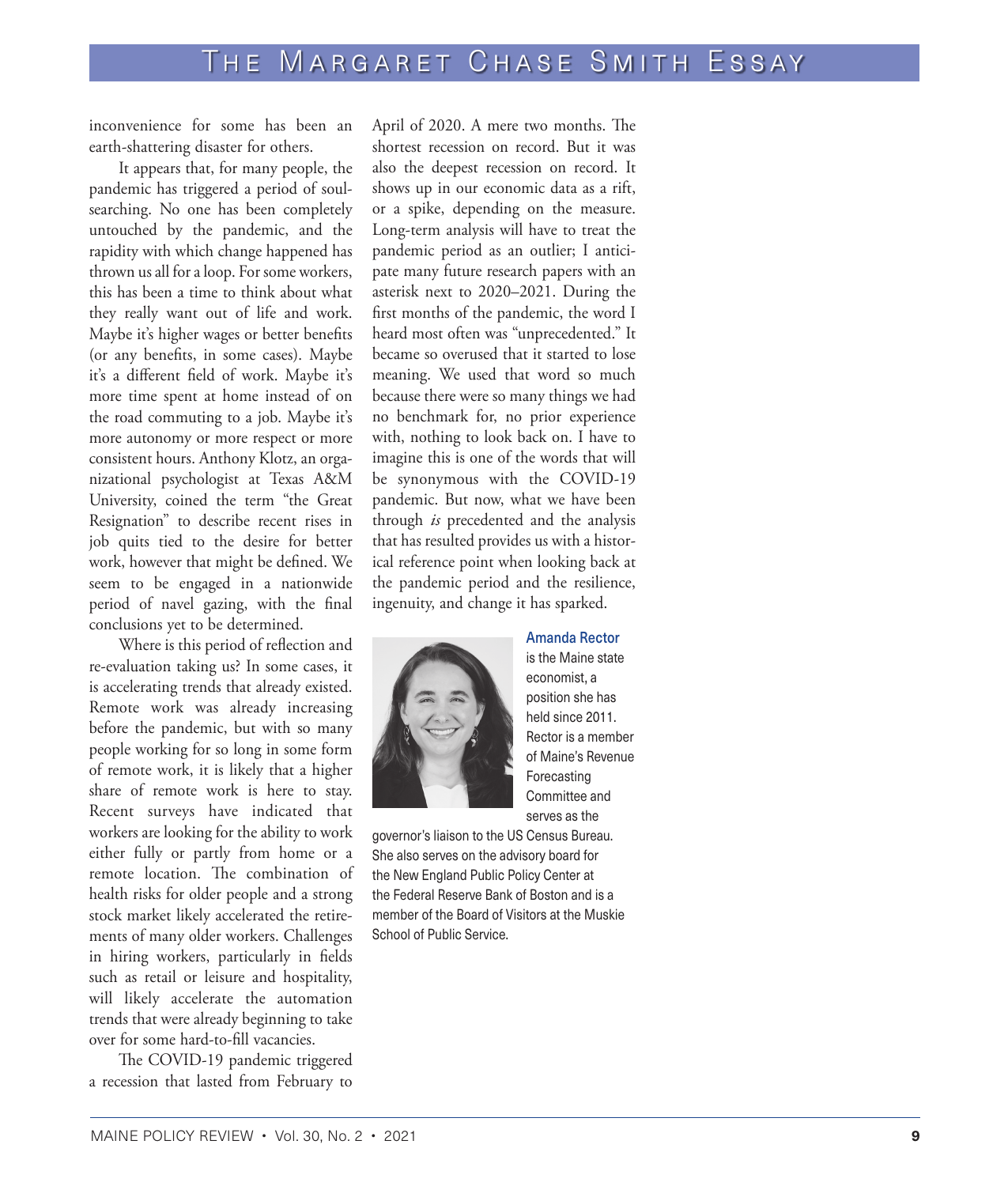inconvenience for some has been an earth-shattering disaster for others.

It appears that, for many people, the pandemic has triggered a period of soul-searching. No one has been completely untouched by the pandemic, and the rapidity with which change happened has thrown us all for a loop. For some workers, this has been a time to think about what they really want out of life and work. Maybe it's higher wages or better benefits (or any benefits, in some cases). Maybe it's a different field of work. Maybe it's more time spent at home instead of on the road commuting to a job. Maybe it's more autonomy or more respect or more consistent hours. Anthony Klotz, an organizational psychologist at Texas A&M University, coined the term "the Great Resignation" to describe recent rises in job quits tied to the desire for better work, however that might be defined. We seem to be engaged in a nationwide period of navel gazing, with the final conclusions yet to be determined.

Where is this period of reflection and re-evaluation taking us? In some cases, it is accelerating trends that already existed. Remote work was already increasing before the pandemic, but with so many people working for so long in some form of remote work, it is likely that a higher share of remote work is here to stay. Recent surveys have indicated that workers are looking for the ability to work either fully or partly from home or a remote location. The combination of health risks for older people and a strong stock market likely accelerated the retirements of many older workers. Challenges in hiring workers, particularly in fields such as retail or leisure and hospitality, will likely accelerate the automation trends that were already beginning to take over for some hard-to-fill vacancies.

The COVID-19 pandemic triggered a recession that lasted from February to April of 2020. A mere two months. The shortest recession on record. But it was also the deepest recession on record. It shows up in our economic data as a rift, or a spike, depending on the measure. Long-term analysis will have to treat the pandemic period as an outlier; I anticipate many future research papers with an asterisk next to 2020–2021. During the first months of the pandemic, the word I heard most often was "unprecedented." It became so overused that it started to lose meaning. We used that word so much because there were so many things we had no benchmark for, no prior experience with, nothing to look back on. I have to imagine this is one of the words that will be synonymous with the COVID-19 pandemic. But now, what we have been through *is* precedented and the analysis that has resulted provides us with a historical reference point when looking back at the pandemic period and the resilience, ingenuity, and change it has sparked.

**Amanda Rector** is the Maine state economist, a position she has held since 2011. Rector is a member of Maine's Revenue Forecasting Committee and serves as the governor's liaison to the US Census Bureau. She also serves on the advisory board for the New England Public Policy Center at the Federal Reserve Bank of Boston and is a member of the Board of Visitors at the Muskie School of Public Service.